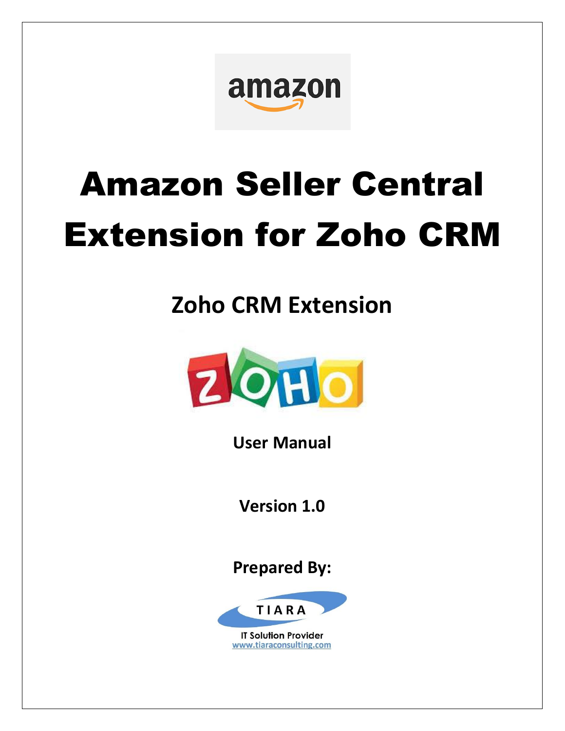# Amazon Seller Central Extension for Zoho CRM

## Zoho CRM Extension

**User Manual**

**Version 1.0**

**Prepared By:**

TIARA

IT Solution Provider
www.tiaraconsulting.com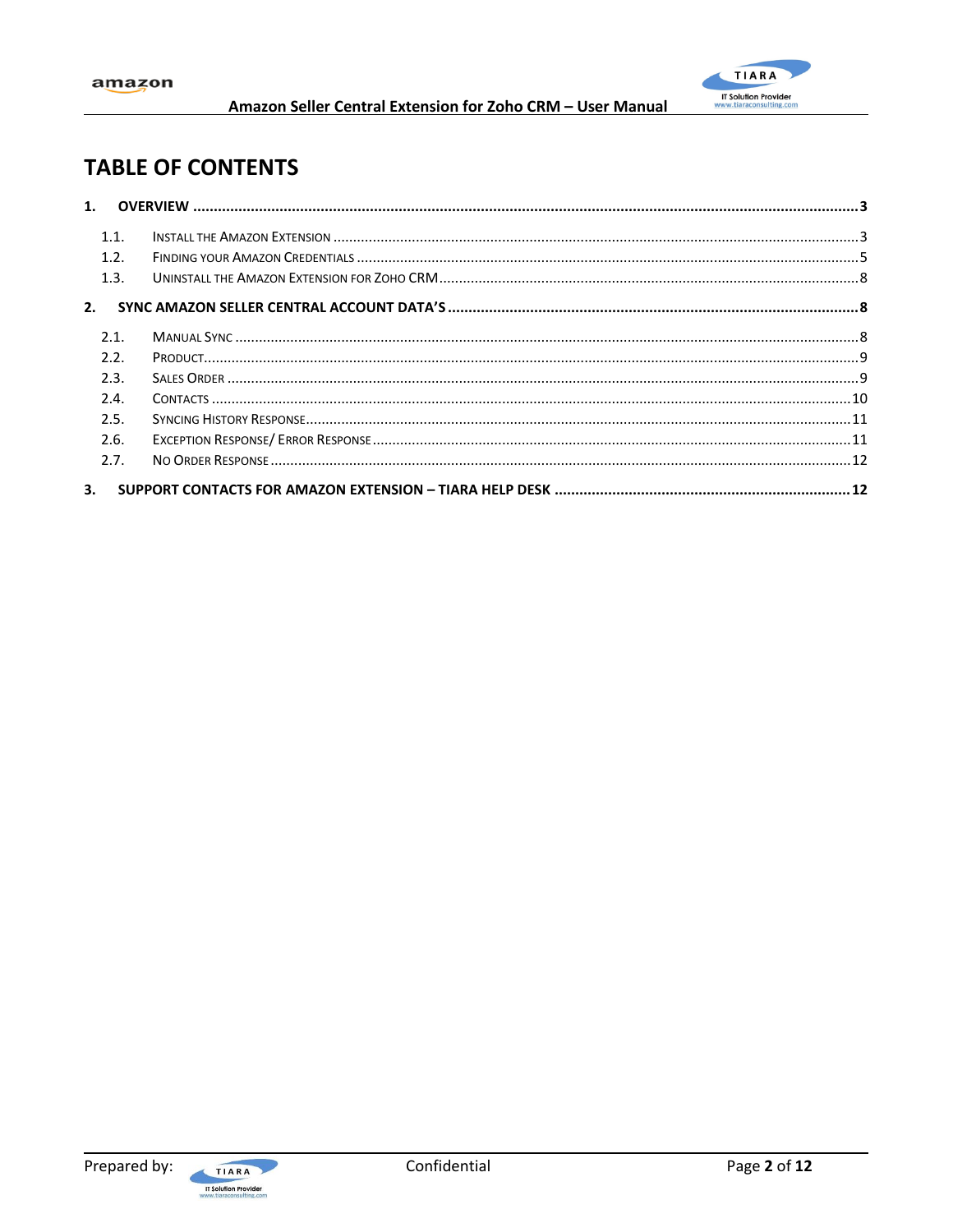# TABLE OF CONTENTS

**1. OVERVIEW** ..... **3**

- 1.1. Install the Amazon Extension ..... 3
- 1.2. Finding your Amazon Credentials ..... 5
- 1.3. Uninstall the Amazon Extension for Zoho CRM ..... 8

**2. SYNC AMAZON SELLER CENTRAL ACCOUNT DATA'S** ..... **8**

- 2.1. Manual Sync ..... 8
- 2.2. Product ..... 9
- 2.3. Sales Order ..... 9
- 2.4. Contacts ..... 10
- 2.5. Syncing History Response ..... 11
- 2.6. Exception Response/ Error Response ..... 11
- 2.7. No Order Response ..... 12

**3. SUPPORT CONTACTS FOR AMAZON EXTENSION – TIARA HELP DESK** ..... **12**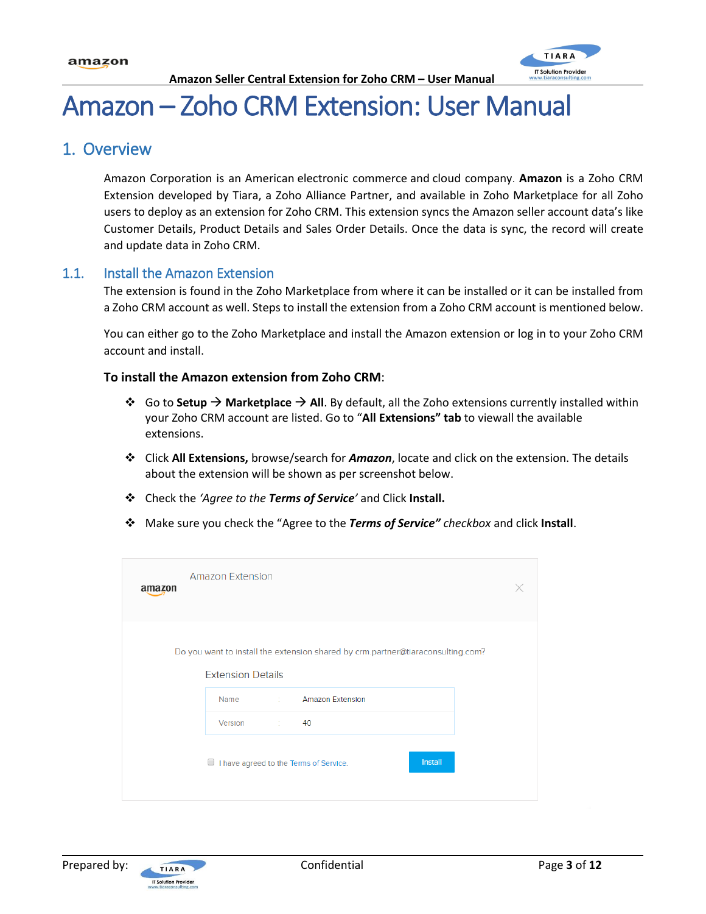# Amazon – Zoho CRM Extension: User Manual

## 1. Overview

Amazon Corporation is an American electronic commerce and cloud company. **Amazon** is a Zoho CRM Extension developed by Tiara, a Zoho Alliance Partner, and available in Zoho Marketplace for all Zoho users to deploy as an extension for Zoho CRM. This extension syncs the Amazon seller account data's like Customer Details, Product Details and Sales Order Details. Once the data is sync, the record will create and update data in Zoho CRM.

### 1.1. Install the Amazon Extension

The extension is found in the Zoho Marketplace from where it can be installed or it can be installed from a Zoho CRM account as well. Steps to install the extension from a Zoho CRM account is mentioned below.

You can either go to the Zoho Marketplace and install the Amazon extension or log in to your Zoho CRM account and install.

**To install the Amazon extension from Zoho CRM**:

- Go to **Setup** → **Marketplace** → **All**. By default, all the Zoho extensions currently installed within your Zoho CRM account are listed. Go to "**All Extensions" tab** to viewall the available extensions.
- Click **All Extensions,** browse/search for ***Amazon***, locate and click on the extension. The details about the extension will be shown as per screenshot below.
- Check the *'Agree to the **Terms of Service**'* and Click **Install.**
- Make sure you check the "Agree to the ***Terms of Service"*** *checkbox* and click **Install**.

Amazon Extension

amazon

Do you want to install the extension shared by crm.partner@tiaraconsulting.com?

Extension Details

| Name | : | Amazon Extension |
|---|---|---|
| Version | : | 40 |

I have agreed to the Terms of Service.

Install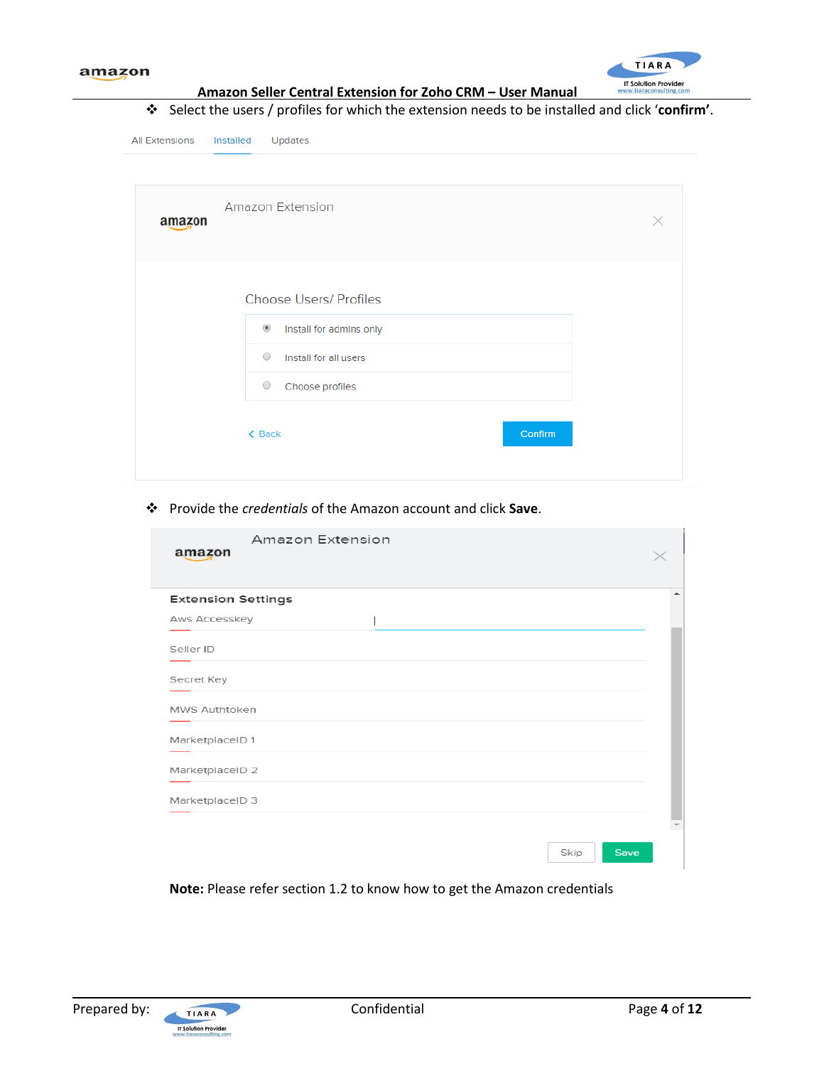- Select the users / profiles for which the extension needs to be installed and click '**confirm'**.

All Extensions Installed Updates

Amazon Extension

Choose Users/ Profiles

- Install for admins only
- Install for all users
- Choose profiles

< Back Confirm

- Provide the *credentials* of the Amazon account and click **Save**.

Amazon Extension

Extension Settings

Aws Accesskey

Seller ID

Secret Key

MWS Authtoken

MarketplaceID 1

MarketplaceID 2

MarketplaceID 3

Skip Save

**Note:** Please refer section 1.2 to know how to get the Amazon credentials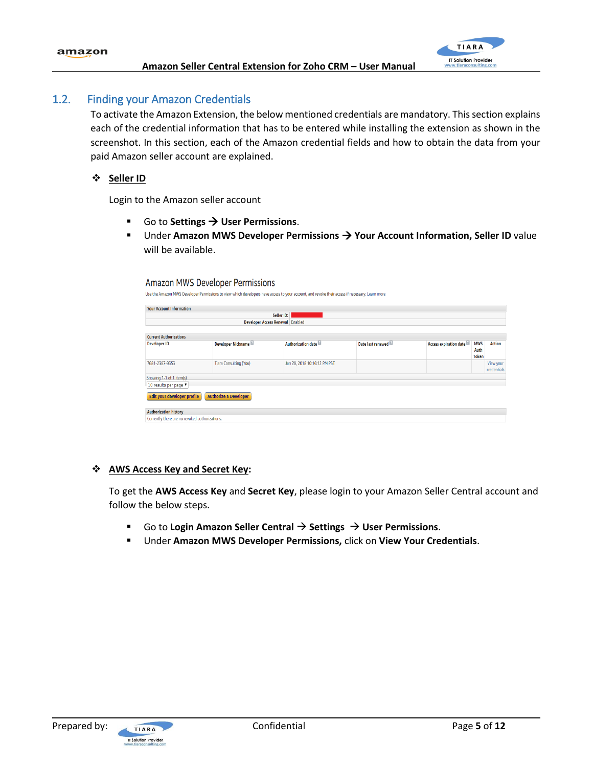## 1.2. Finding your Amazon Credentials

To activate the Amazon Extension, the below mentioned credentials are mandatory. This section explains each of the credential information that has to be entered while installing the extension as shown in the screenshot. In this section, each of the Amazon credential fields and how to obtain the data from your paid Amazon seller account are explained.

❖ **Seller ID**

Login to the Amazon seller account

- Go to **Settings → User Permissions**.
- Under **Amazon MWS Developer Permissions → Your Account Information, Seller ID** value will be available.

Amazon MWS Developer Permissions

Use the Amazon MWS Developer Permissions to view which developers have access to your account, and revoke their access if necessary. Learn more

Your Account Information

| | |
|---|---|
| Seller ID: | |
| Developer Access Renewal | Enabled |

Current Authorizations

| Developer ID | Developer Nickname | Authorization date | Date last renewed | Access expiration date | MWS Auth Token | Action |
|---|---|---|---|---|---|---|
| 7681-2387-9353 | Tiara Consulting (You) | Jan 28, 2018 10:16:12 PM PST | | | | View your credentials |

Showing 1-1 of 1 item(s)

10 results per page

Edit your developer profile | Authorize a Developer

Authorization history

Currently there are no revoked authorizations.

❖ **AWS Access Key and Secret Key:**

To get the **AWS Access Key** and **Secret Key**, please login to your Amazon Seller Central account and follow the below steps.

- Go to **Login Amazon Seller Central → Settings → User Permissions**.
- Under **Amazon MWS Developer Permissions,** click on **View Your Credentials**.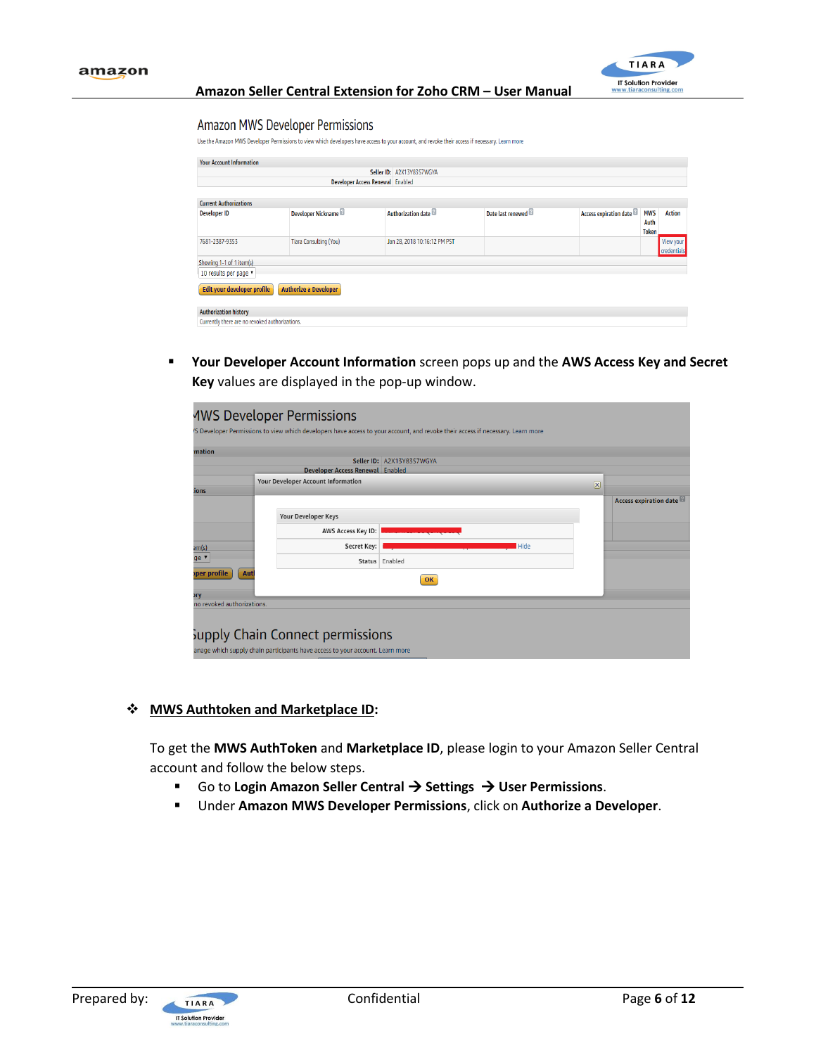- **Your Developer Account Information** screen pops up and the **AWS Access Key and Secret Key** values are displayed in the pop-up window.

❖ **MWS Authtoken and Marketplace ID:**

To get the **MWS AuthToken** and **Marketplace ID**, please login to your Amazon Seller Central account and follow the below steps.

- Go to **Login Amazon Seller Central → Settings → User Permissions**.
- Under **Amazon MWS Developer Permissions**, click on **Authorize a Developer**.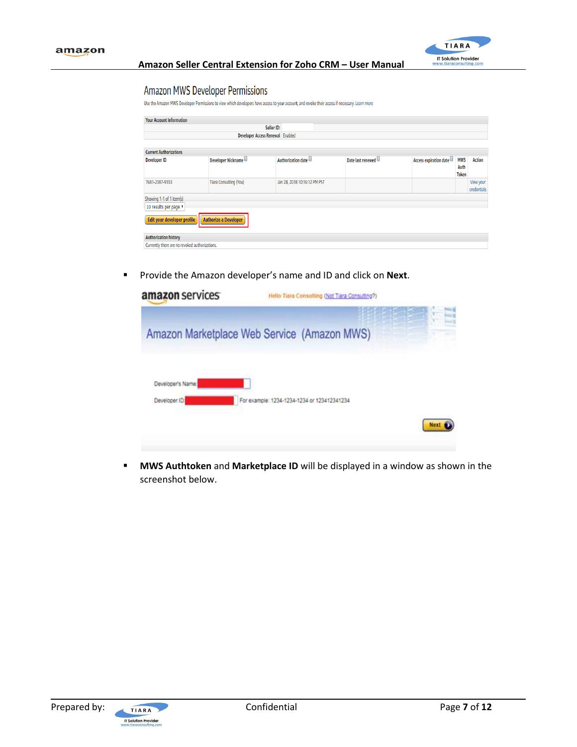## Amazon MWS Developer Permissions

Use the Amazon MWS Developer Permissions to view which developers have access to your account, and revoke their access if necessary. Learn more

| Your Account Information | |
|---|---|
| Seller ID: | |
| Developer Access Renewal | Enabled |

**Current Authorizations**

| Developer ID | Developer Nickname | Authorization date | Date last renewed | Access expiration date | MWS Auth Token | Action |
|---|---|---|---|---|---|---|
| 7681-2387-9353 | Tiara Consulting (You) | Jan 28, 2018 10:16:12 PM PST | | | | View your credentials |

Showing 1-1 of 1 item(s)

10 results per page

Edit your developer profile | Authorize a Developer

**Authorization history**

Currently there are no revoked authorizations.

- Provide the Amazon developer's name and ID and click on **Next**.

amazon services — Hello Tiara Consulting (Not Tiara Consulting?)

Amazon Marketplace Web Service (Amazon MWS)

Developer's Name

Developer ID — For example: 1234-1234-1234 or 123412341234

Next

- **MWS Authtoken** and **Marketplace ID** will be displayed in a window as shown in the screenshot below.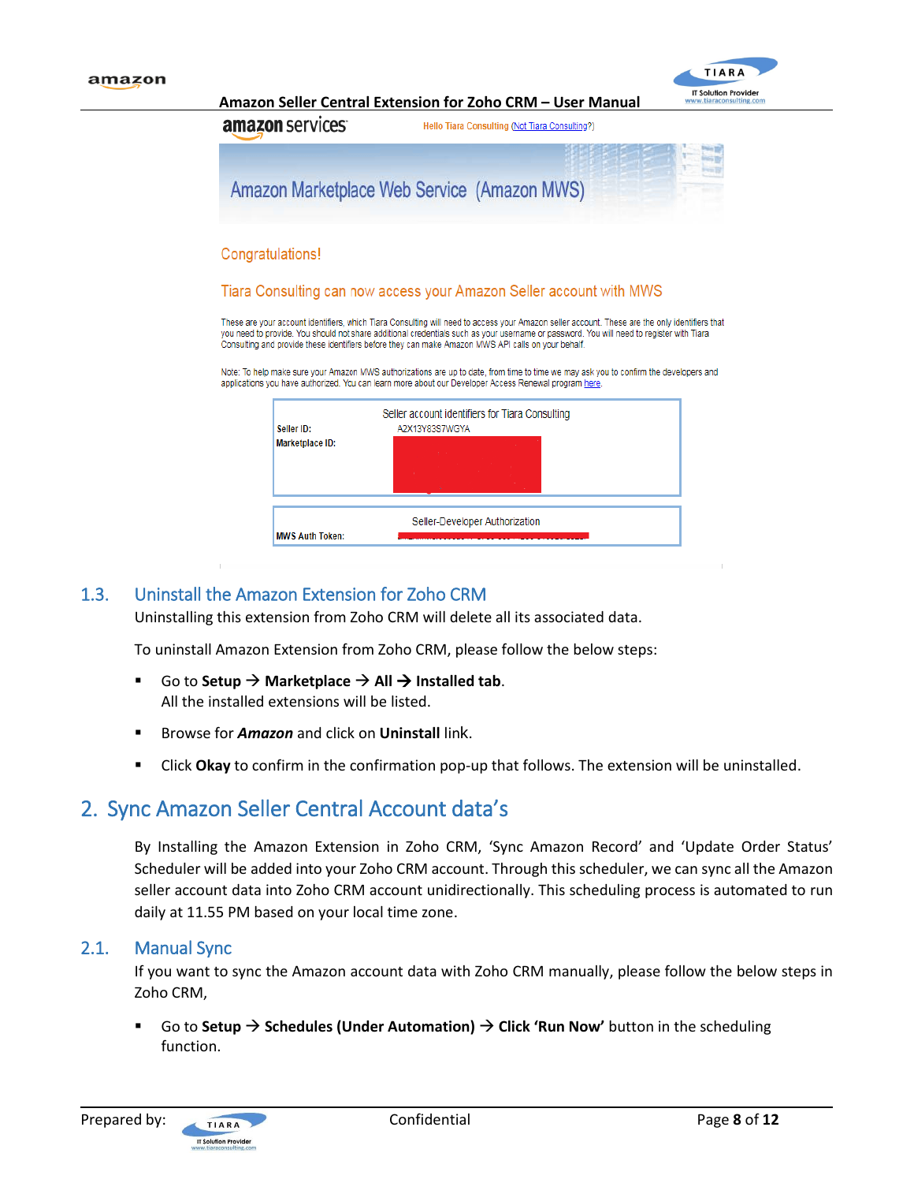amazon services — Hello Tiara Consulting (Not Tiara Consulting?)

Amazon Marketplace Web Service (Amazon MWS)

Congratulations!

Tiara Consulting can now access your Amazon Seller account with MWS

These are your account identifiers, which Tiara Consulting will need to access your Amazon seller account. These are the only identifiers that you need to provide. You should not share additional credentials such as your username or password. You will need to register with Tiara Consulting and provide these identifiers before they can make Amazon MWS API calls on your behalf.

Note: To help make sure your Amazon MWS authorizations are up to date, from time to time we may ask you to confirm the developers and applications you have authorized. You can learn more about our Developer Access Renewal program here.

| Seller account identifiers for Tiara Consulting | |
|---|---|
| Seller ID: | A2X13Y83S7WGYA |
| Marketplace ID: | |

| Seller-Developer Authorization | |
|---|---|
| MWS Auth Token: | |

### 1.3. Uninstall the Amazon Extension for Zoho CRM

Uninstalling this extension from Zoho CRM will delete all its associated data.

To uninstall Amazon Extension from Zoho CRM, please follow the below steps:

- Go to **Setup** → **Marketplace** → **All** → **Installed tab**.
  All the installed extensions will be listed.
- Browse for ***Amazon*** and click on **Uninstall** link.
- Click **Okay** to confirm in the confirmation pop-up that follows. The extension will be uninstalled.

## 2. Sync Amazon Seller Central Account data's

By Installing the Amazon Extension in Zoho CRM, 'Sync Amazon Record' and 'Update Order Status' Scheduler will be added into your Zoho CRM account. Through this scheduler, we can sync all the Amazon seller account data into Zoho CRM account unidirectionally. This scheduling process is automated to run daily at 11.55 PM based on your local time zone.

### 2.1. Manual Sync

If you want to sync the Amazon account data with Zoho CRM manually, please follow the below steps in Zoho CRM,

- Go to **Setup** → **Schedules (Under Automation)** → **Click 'Run Now'** button in the scheduling function.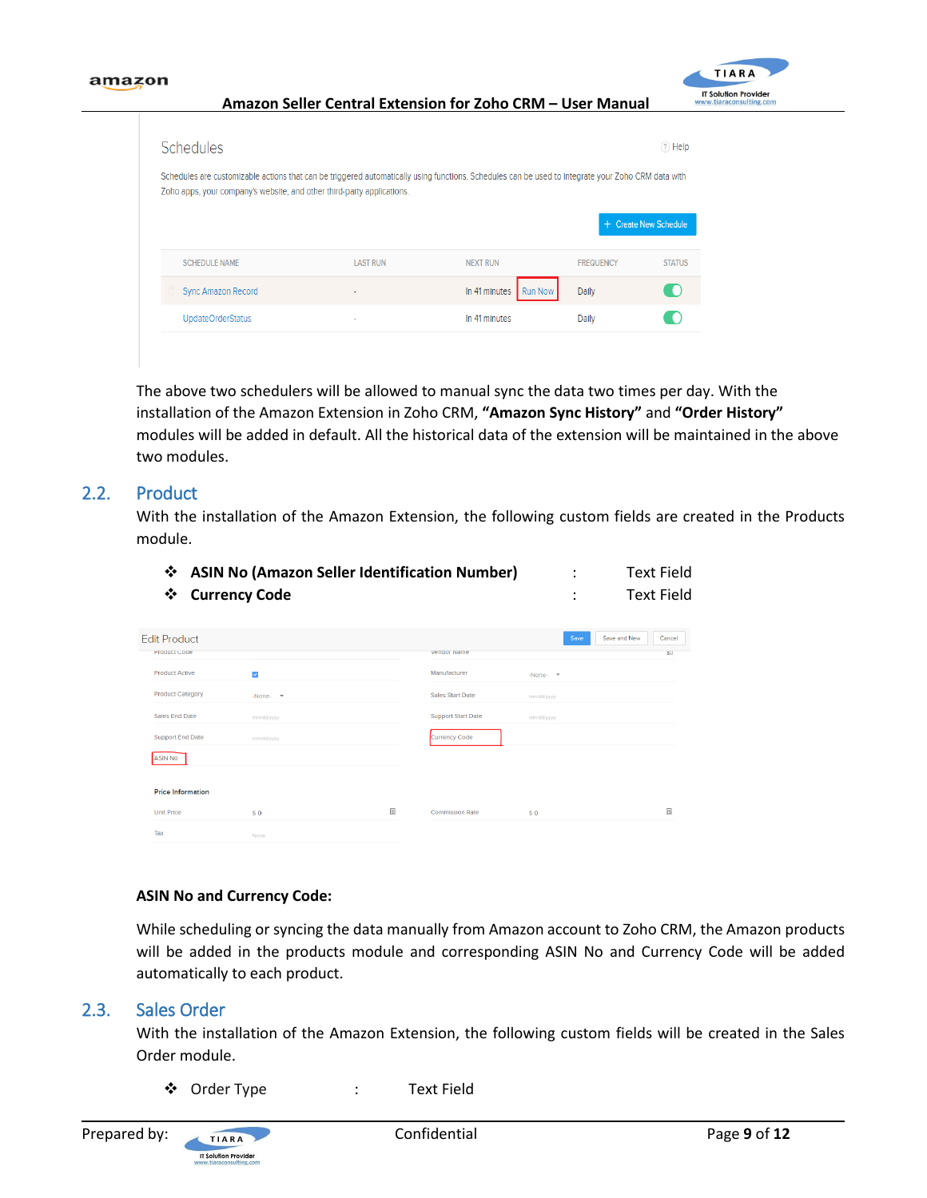The above two schedulers will be allowed to manual sync the data two times per day. With the installation of the Amazon Extension in Zoho CRM, **"Amazon Sync History"** and **"Order History"** modules will be added in default. All the historical data of the extension will be maintained in the above two modules.

## 2.2. Product

With the installation of the Amazon Extension, the following custom fields are created in the Products module.

- **ASIN No (Amazon Seller Identification Number)** : Text Field
- **Currency Code** : Text Field

**ASIN No and Currency Code:**

While scheduling or syncing the data manually from Amazon account to Zoho CRM, the Amazon products will be added in the products module and corresponding ASIN No and Currency Code will be added automatically to each product.

## 2.3. Sales Order

With the installation of the Amazon Extension, the following custom fields will be created in the Sales Order module.

- Order Type : Text Field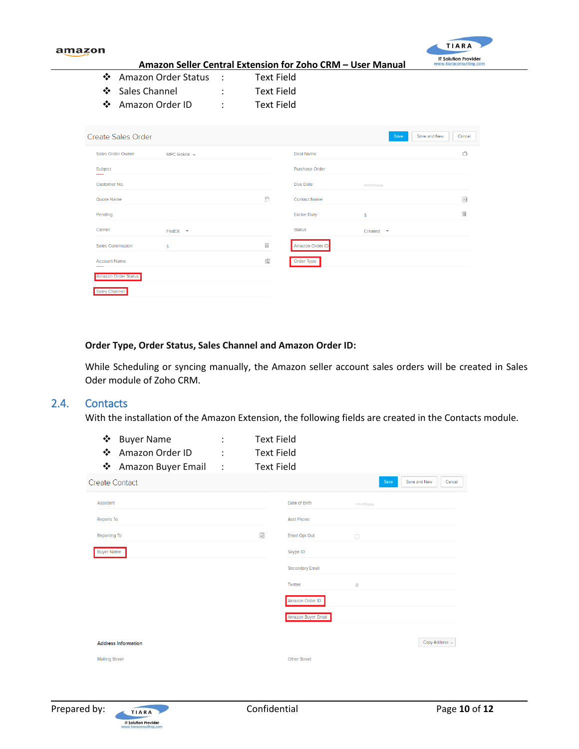- Amazon Order Status : Text Field
- Sales Channel : Text Field
- Amazon Order ID : Text Field

**Order Type, Order Status, Sales Channel and Amazon Order ID:**

While Scheduling or syncing manually, the Amazon seller account sales orders will be created in Sales Oder module of Zoho CRM.

## 2.4. Contacts

With the installation of the Amazon Extension, the following fields are created in the Contacts module.

- Buyer Name : Text Field
- Amazon Order ID : Text Field
- Amazon Buyer Email : Text Field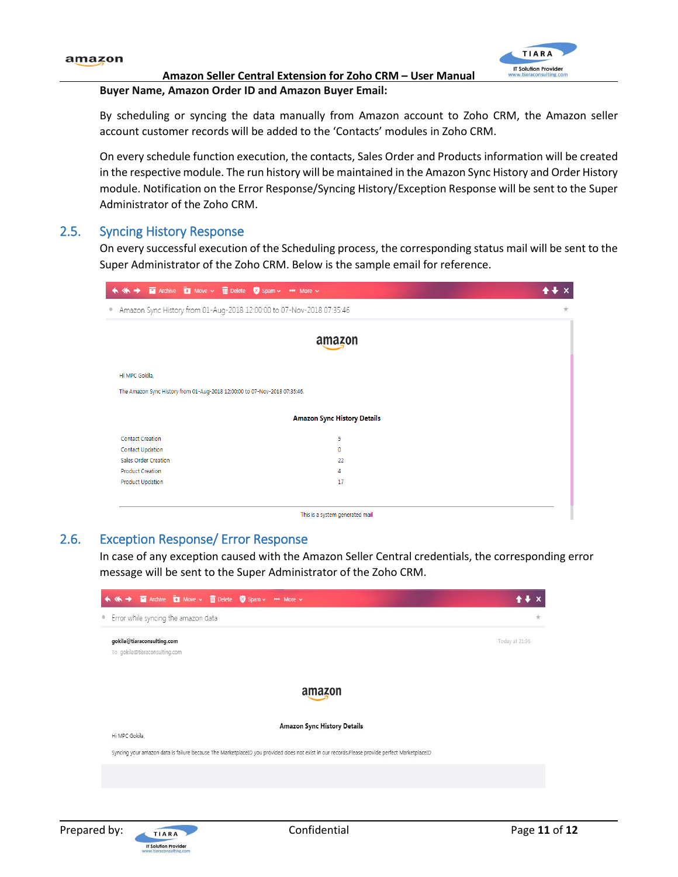**Buyer Name, Amazon Order ID and Amazon Buyer Email:**

By scheduling or syncing the data manually from Amazon account to Zoho CRM, the Amazon seller account customer records will be added to the 'Contacts' modules in Zoho CRM.

On every schedule function execution, the contacts, Sales Order and Products information will be created in the respective module. The run history will be maintained in the Amazon Sync History and Order History module. Notification on the Error Response/Syncing History/Exception Response will be sent to the Super Administrator of the Zoho CRM.

## 2.5. Syncing History Response

On every successful execution of the Scheduling process, the corresponding status mail will be sent to the Super Administrator of the Zoho CRM. Below is the sample email for reference.

Amazon Sync History from 01-Aug-2018 12:00:00 to 07-Nov-2018 07:35:46

amazon

Hi MPC Gokila,

The Amazon Sync History from 01-Aug-2018 12:00:00 to 07-Nov-2018 07:35:46.

**Amazon Sync History Details**

| | |
|---|---|
| Contact Creation | 5 |
| Contact Updation | 0 |
| Sales Order Creation | 22 |
| Product Creation | 4 |
| Product Updation | 17 |

This is a system generated mail

## 2.6. Exception Response/ Error Response

In case of any exception caused with the Amazon Seller Central credentials, the corresponding error message will be sent to the Super Administrator of the Zoho CRM.

Error while syncing the amazon data

gokila@tiaraconsulting.com
To gokila@tiaraconsulting.com
Today at 21:36

amazon

**Amazon Sync History Details**

Hi MPC Gokila,

Syncing your amazon data is failure because The MarketplaceID you provided does not exist in our records.Please provide perfect MarketplaceID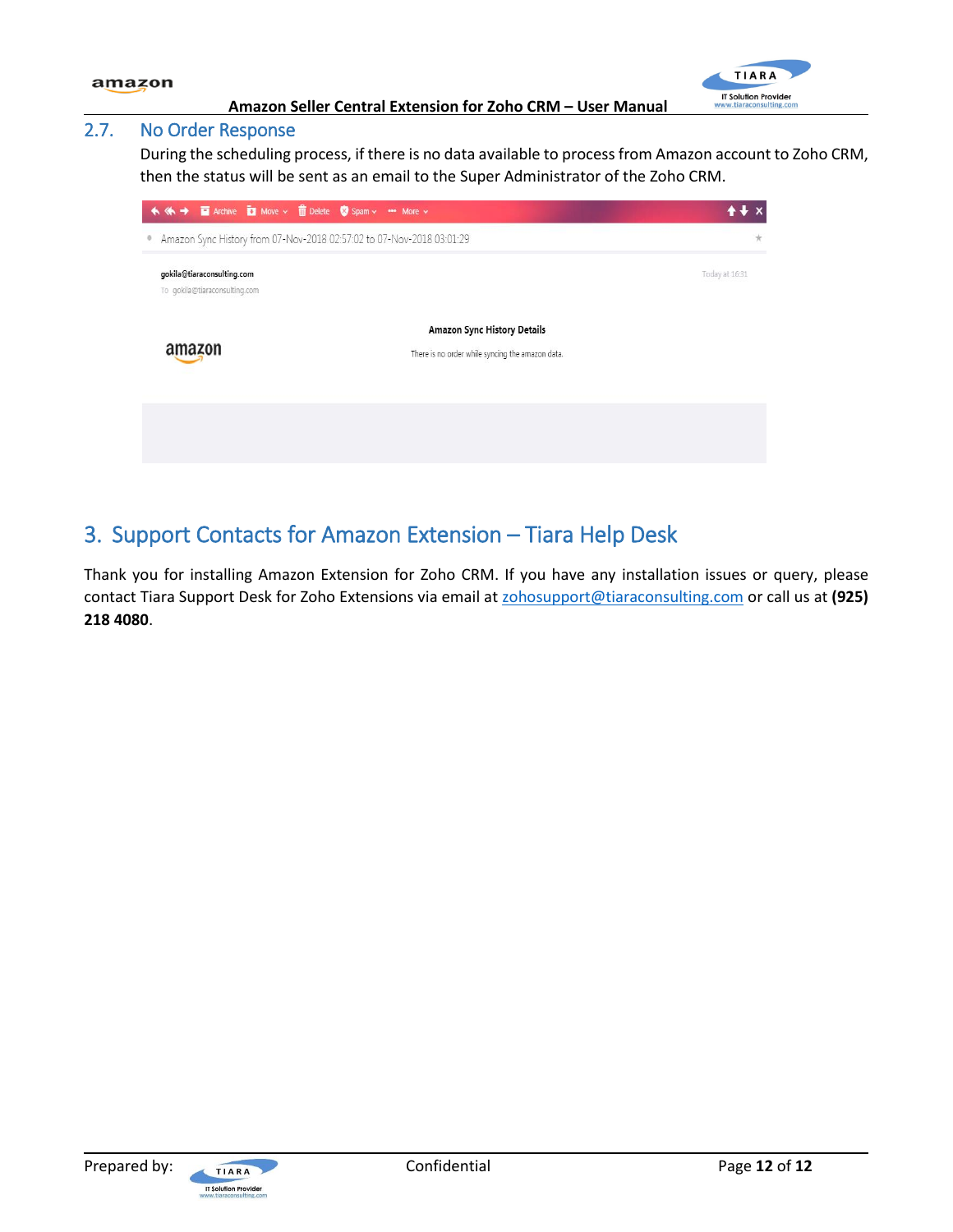## 2.7. No Order Response

During the scheduling process, if there is no data available to process from Amazon account to Zoho CRM, then the status will be sent as an email to the Super Administrator of the Zoho CRM.

# 3. Support Contacts for Amazon Extension – Tiara Help Desk

Thank you for installing Amazon Extension for Zoho CRM. If you have any installation issues or query, please contact Tiara Support Desk for Zoho Extensions via email at zohosupport@tiaraconsulting.com or call us at **(925) 218 4080**.